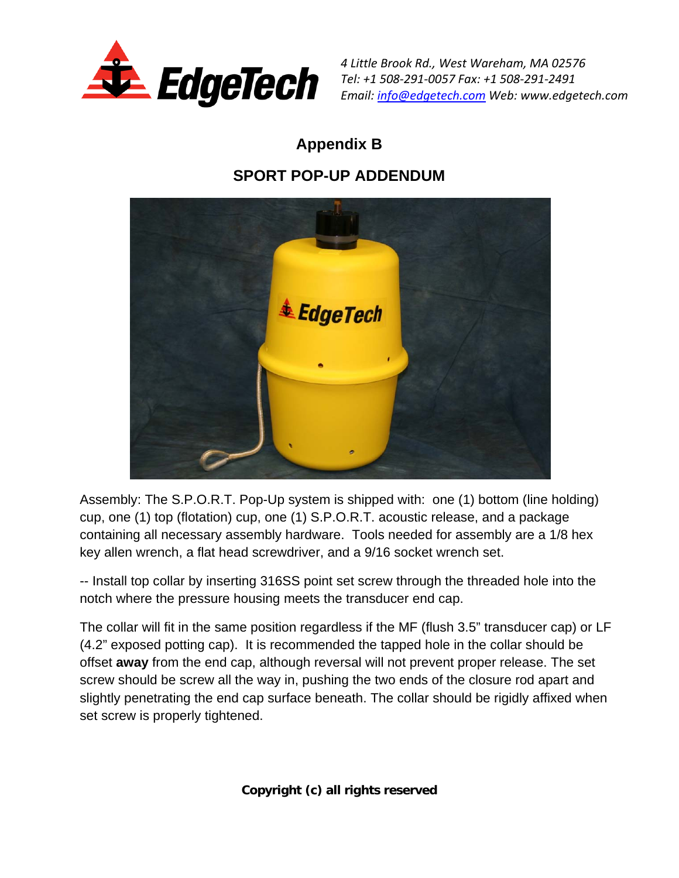4 Little Brook Rd., West Wareham, MA 02576
Tel: +1 508-291-0057 Fax: +1 508-291-2491
Email: info@edgetech.com Web: www.edgetech.com

# Appendix B

## SPORT POP-UP ADDENDUM

Assembly: The S.P.O.R.T. Pop-Up system is shipped with: one (1) bottom (line holding) cup, one (1) top (flotation) cup, one (1) S.P.O.R.T. acoustic release, and a package containing all necessary assembly hardware. Tools needed for assembly are a 1/8 hex key allen wrench, a flat head screwdriver, and a 9/16 socket wrench set.

-- Install top collar by inserting 316SS point set screw through the threaded hole into the notch where the pressure housing meets the transducer end cap.

The collar will fit in the same position regardless if the MF (flush 3.5" transducer cap) or LF (4.2" exposed potting cap). It is recommended the tapped hole in the collar should be offset **away** from the end cap, although reversal will not prevent proper release. The set screw should be screw all the way in, pushing the two ends of the closure rod apart and slightly penetrating the end cap surface beneath. The collar should be rigidly affixed when set screw is properly tightened.

**Copyright (c) all rights reserved**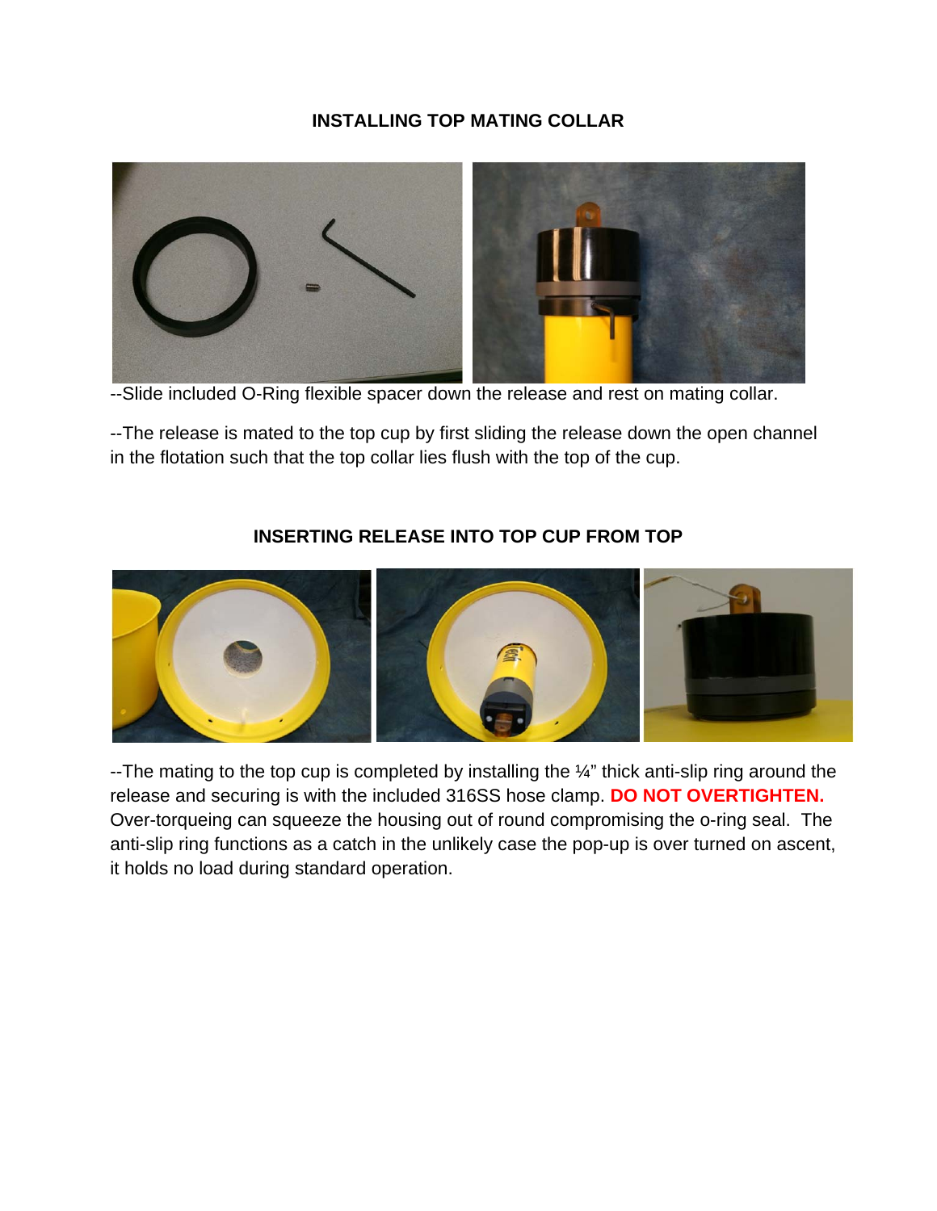**INSTALLING TOP MATING COLLAR**

--Slide included O-Ring flexible spacer down the release and rest on mating collar.

--The release is mated to the top cup by first sliding the release down the open channel in the flotation such that the top collar lies flush with the top of the cup.

**INSERTING RELEASE INTO TOP CUP FROM TOP**

--The mating to the top cup is completed by installing the ¼" thick anti-slip ring around the release and securing is with the included 316SS hose clamp. **DO NOT OVERTIGHTEN.** Over-torqueing can squeeze the housing out of round compromising the o-ring seal. The anti-slip ring functions as a catch in the unlikely case the pop-up is over turned on ascent, it holds no load during standard operation.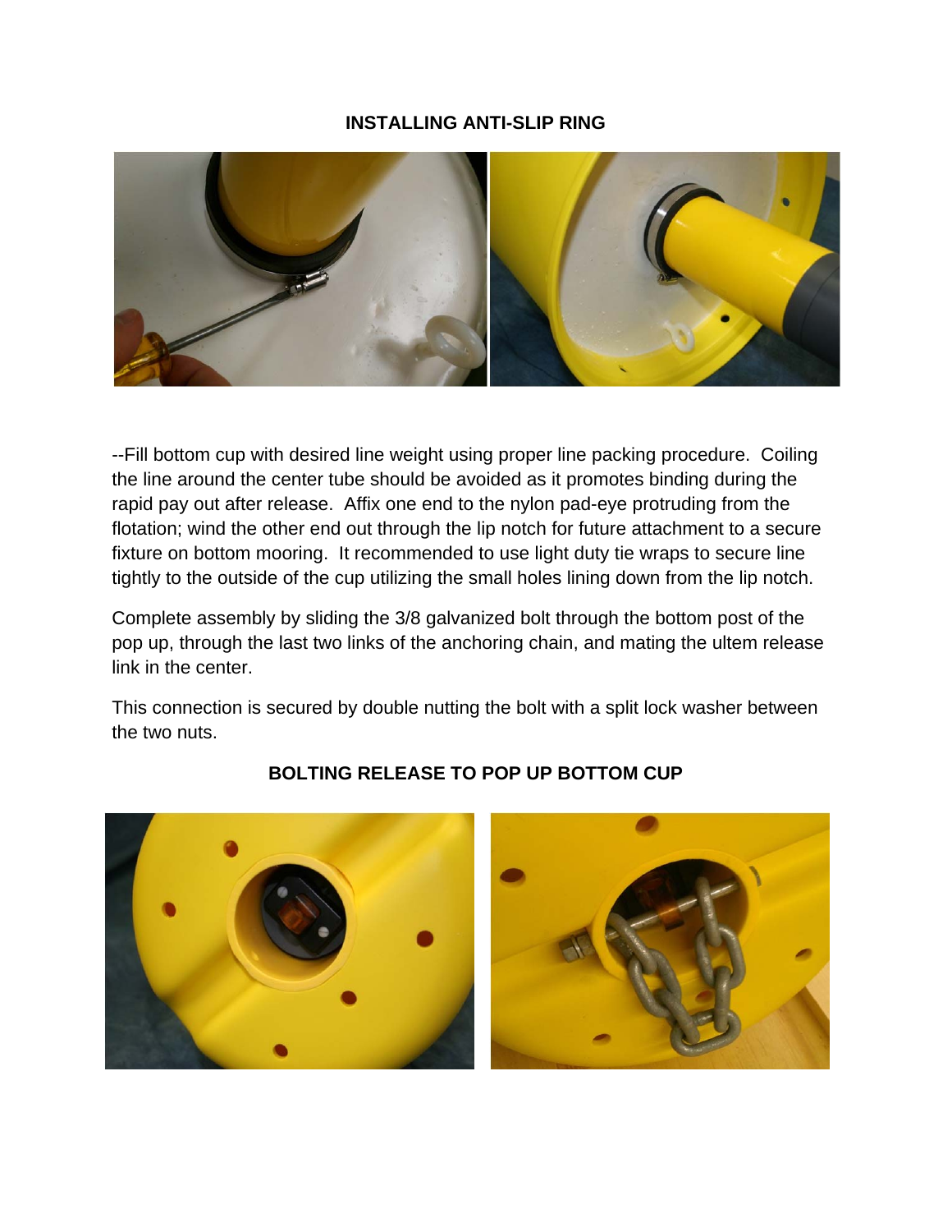## INSTALLING ANTI-SLIP RING

--Fill bottom cup with desired line weight using proper line packing procedure. Coiling the line around the center tube should be avoided as it promotes binding during the rapid pay out after release. Affix one end to the nylon pad-eye protruding from the flotation; wind the other end out through the lip notch for future attachment to a secure fixture on bottom mooring. It recommended to use light duty tie wraps to secure line tightly to the outside of the cup utilizing the small holes lining down from the lip notch.

Complete assembly by sliding the 3/8 galvanized bolt through the bottom post of the pop up, through the last two links of the anchoring chain, and mating the ultem release link in the center.

This connection is secured by double nutting the bolt with a split lock washer between the two nuts.

## BOLTING RELEASE TO POP UP BOTTOM CUP